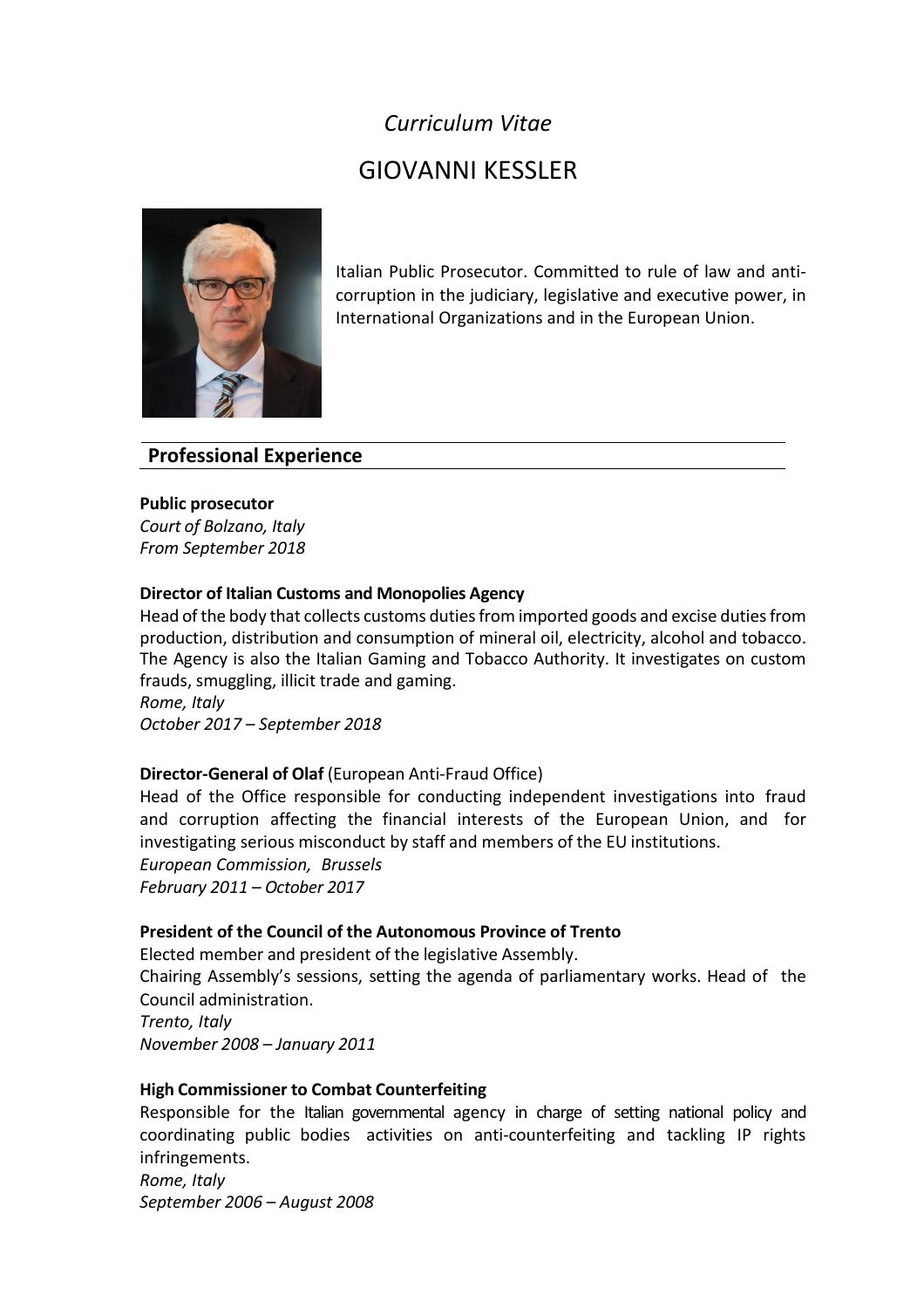*Curriculum Vitae*

# GIOVANNI KESSLER

Italian Public Prosecutor. Committed to rule of law and anti-corruption in the judiciary, legislative and executive power, in International Organizations and in the European Union.

## Professional Experience

**Public prosecutor**
*Court of Bolzano, Italy*
*From September 2018*

**Director of Italian Customs and Monopolies Agency**
Head of the body that collects customs duties from imported goods and excise duties from production, distribution and consumption of mineral oil, electricity, alcohol and tobacco. The Agency is also the Italian Gaming and Tobacco Authority. It investigates on custom frauds, smuggling, illicit trade and gaming.
*Rome, Italy*
*October 2017 – September 2018*

**Director-General of Olaf** (European Anti-Fraud Office)
Head of the Office responsible for conducting independent investigations into fraud and corruption affecting the financial interests of the European Union, and for investigating serious misconduct by staff and members of the EU institutions.
*European Commission, Brussels*
*February 2011 – October 2017*

**President of the Council of the Autonomous Province of Trento**
Elected member and president of the legislative Assembly.
Chairing Assembly's sessions, setting the agenda of parliamentary works. Head of the Council administration.
*Trento, Italy*
*November 2008 – January 2011*

**High Commissioner to Combat Counterfeiting**
Responsible for the Italian governmental agency in charge of setting national policy and coordinating public bodies activities on anti-counterfeiting and tackling IP rights infringements.
*Rome, Italy*
*September 2006 – August 2008*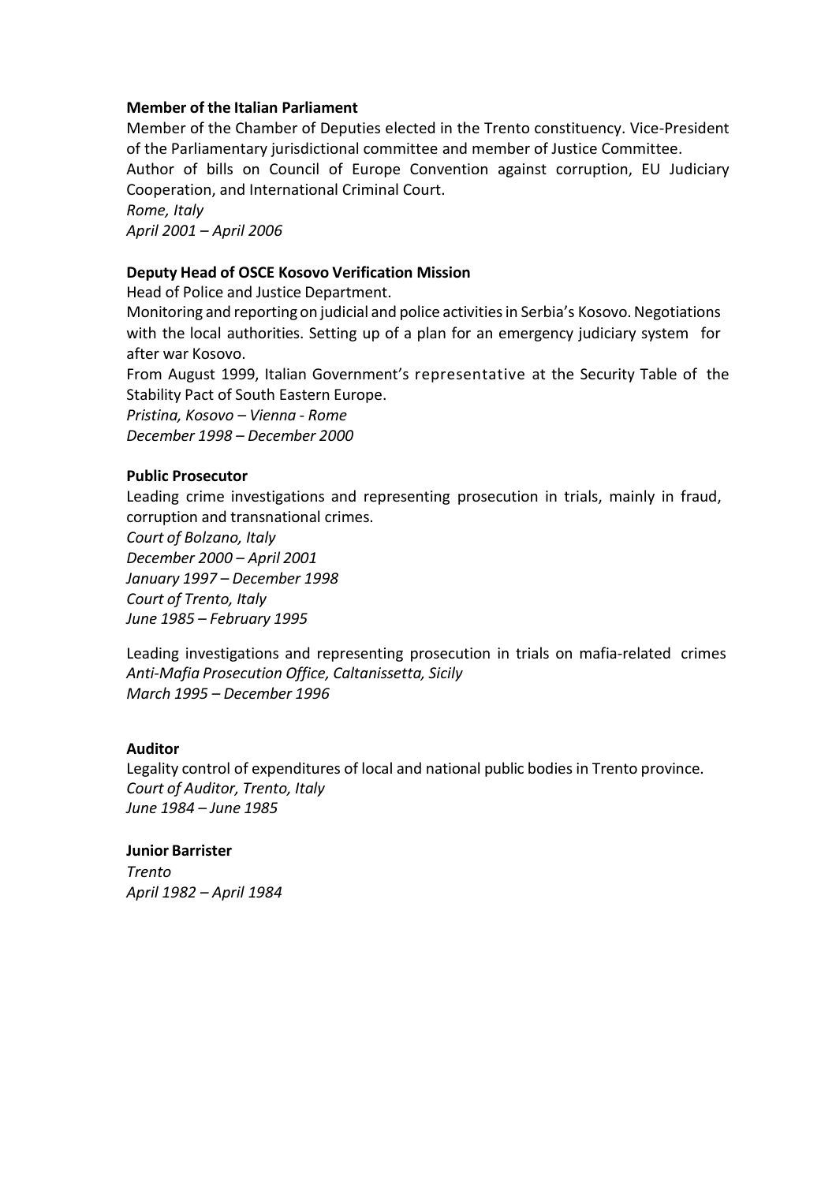**Member of the Italian Parliament**

Member of the Chamber of Deputies elected in the Trento constituency. Vice-President of the Parliamentary jurisdictional committee and member of Justice Committee.
Author of bills on Council of Europe Convention against corruption, EU Judiciary Cooperation, and International Criminal Court.
*Rome, Italy*
*April 2001 – April 2006*

**Deputy Head of OSCE Kosovo Verification Mission**

Head of Police and Justice Department.
Monitoring and reporting on judicial and police activities in Serbia's Kosovo. Negotiations with the local authorities. Setting up of a plan for an emergency judiciary system for after war Kosovo.
From August 1999, Italian Government's representative at the Security Table of the Stability Pact of South Eastern Europe.
*Pristina, Kosovo – Vienna - Rome*
*December 1998 – December 2000*

**Public Prosecutor**

Leading crime investigations and representing prosecution in trials, mainly in fraud, corruption and transnational crimes.
*Court of Bolzano, Italy*
*December 2000 – April 2001*
*January 1997 – December 1998*
*Court of Trento, Italy*
*June 1985 – February 1995*

Leading investigations and representing prosecution in trials on mafia-related crimes
*Anti-Mafia Prosecution Office, Caltanissetta, Sicily*
*March 1995 – December 1996*

**Auditor**

Legality control of expenditures of local and national public bodies in Trento province.
*Court of Auditor, Trento, Italy*
*June 1984 – June 1985*

**Junior Barrister**

*Trento*
*April 1982 – April 1984*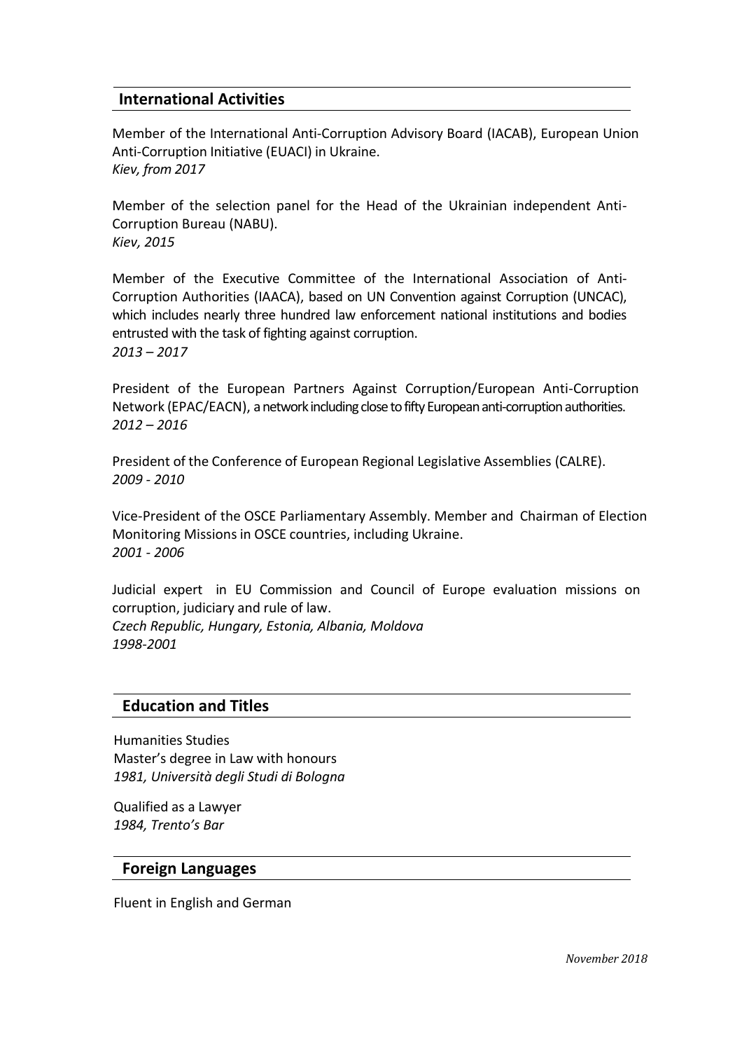## International Activities

Member of the International Anti-Corruption Advisory Board (IACAB), European Union Anti-Corruption Initiative (EUACI) in Ukraine.
*Kiev, from 2017*

Member of the selection panel for the Head of the Ukrainian independent Anti-Corruption Bureau (NABU).
*Kiev, 2015*

Member of the Executive Committee of the International Association of Anti-Corruption Authorities (IAACA), based on UN Convention against Corruption (UNCAC), which includes nearly three hundred law enforcement national institutions and bodies entrusted with the task of fighting against corruption.
*2013 – 2017*

President of the European Partners Against Corruption/European Anti-Corruption Network (EPAC/EACN), a network including close to fifty European anti-corruption authorities.
*2012 – 2016*

President of the Conference of European Regional Legislative Assemblies (CALRE).
*2009 - 2010*

Vice-President of the OSCE Parliamentary Assembly. Member and Chairman of Election Monitoring Missions in OSCE countries, including Ukraine.
*2001 - 2006*

Judicial expert in EU Commission and Council of Europe evaluation missions on corruption, judiciary and rule of law.
*Czech Republic, Hungary, Estonia, Albania, Moldova*
*1998-2001*

## Education and Titles

Humanities Studies
Master's degree in Law with honours
*1981, Università degli Studi di Bologna*

Qualified as a Lawyer
*1984, Trento's Bar*

## Foreign Languages

Fluent in English and German

*November 2018*